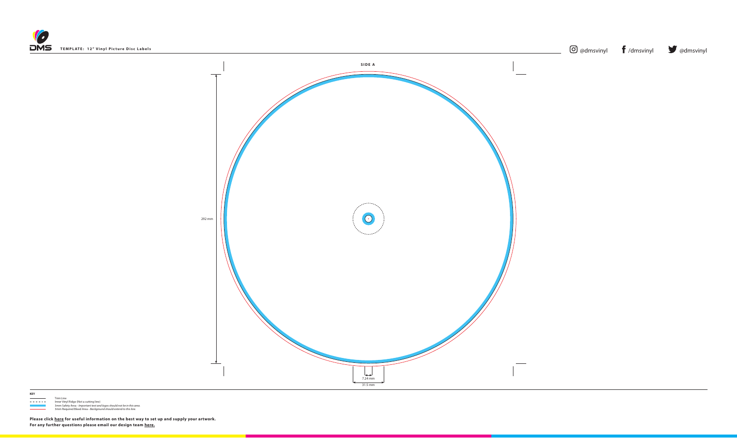DMS

**TEMPLATE: 12" Vinyl Picture Disc Labels**

@dmsvinyl /dmsvinyl @dmsvinyl

**SIDE A**

292 mm

7.24 mm

31.5 mm

**KEY**

- Trim Line
- Inner Vinyl Ridge (Not a cutting line)
- 3mm Safety Area - *Important text and logos should not be in this area.*
- 3mm Required Bleed Area - *Background should extend to this line.*

**Please click here for useful information on the best way to set up and supply your artwork.**
**For any further questions please email our design team here.**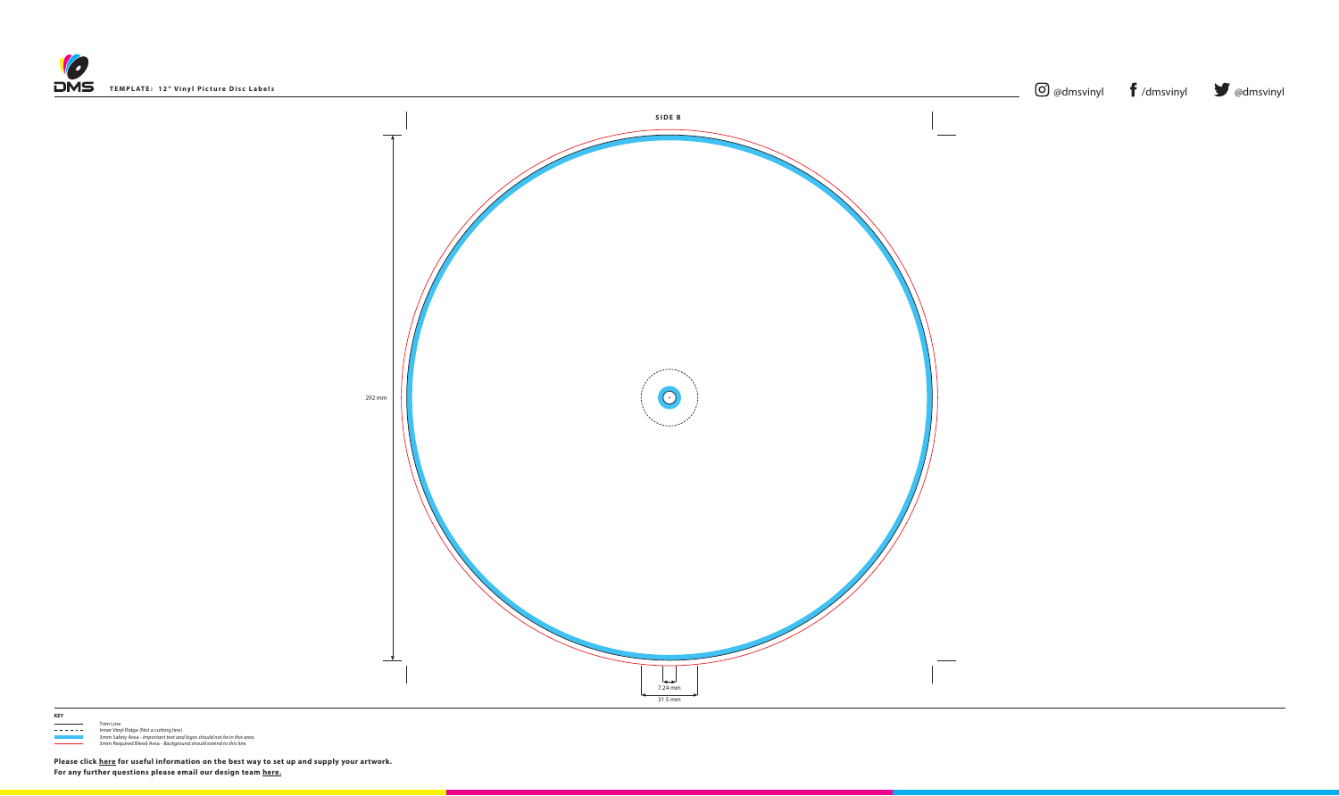DMS

**TEMPLATE: 12" Vinyl Picture Disc Labels**

@dmsvinyl /dmsvinyl @dmsvinyl

**SIDE B**

292 mm

7.24 mm

31.5 mm

**KEY**

Trim Line

Inner Vinyl Ridge (Not a cutting line)

3mm Safety Area - *Important text and logos should not be in this area.*

3mm Required Bleed Area - *Background should extend to this line.*

**Please click here for useful information on the best way to set up and supply your artwork.**
**For any further questions please email our design team here.**